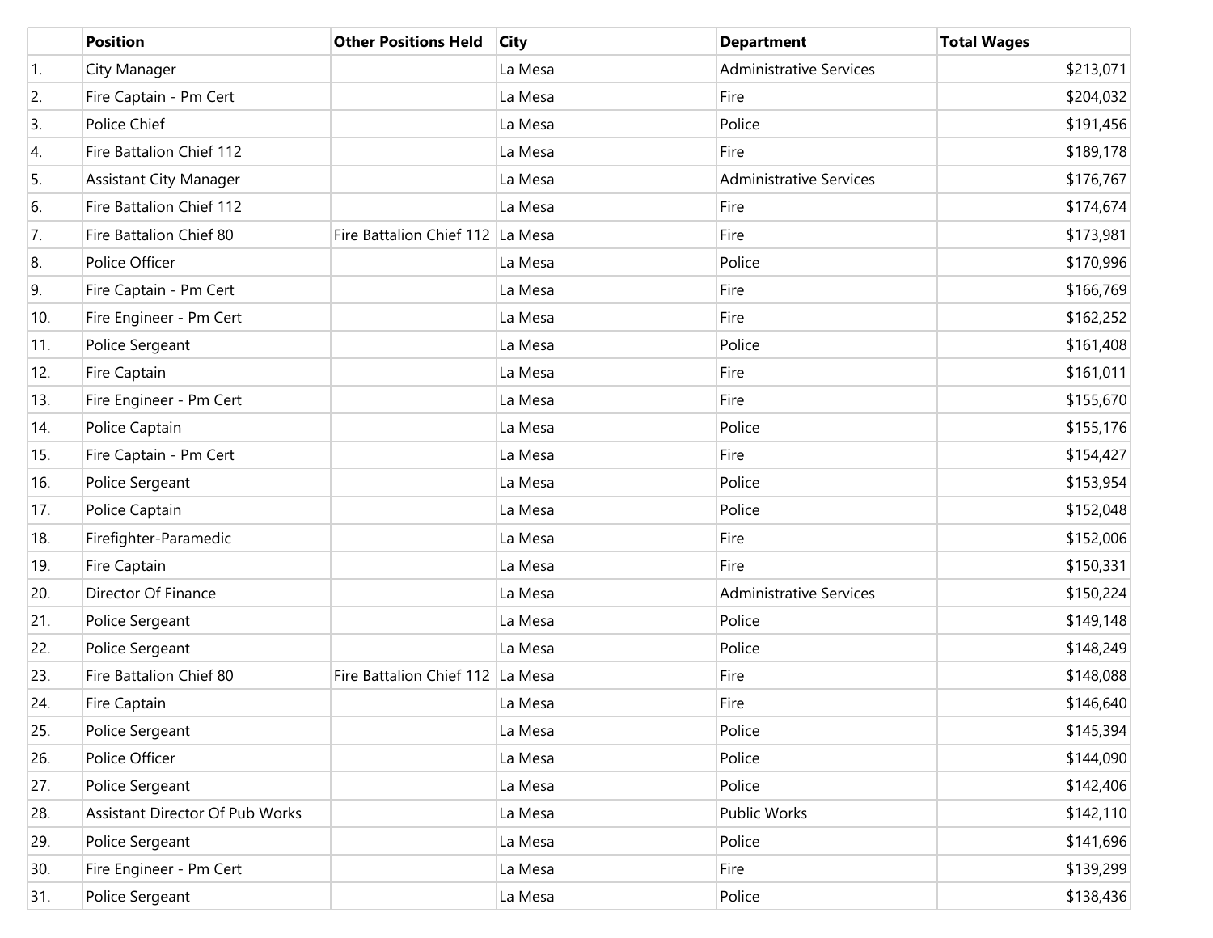| | Position | Other Positions Held | City | Department | Total Wages |
|---|---|---|---|---|---|
| 1. | City Manager | | La Mesa | Administrative Services | $213,071 |
| 2. | Fire Captain - Pm Cert | | La Mesa | Fire | $204,032 |
| 3. | Police Chief | | La Mesa | Police | $191,456 |
| 4. | Fire Battalion Chief 112 | | La Mesa | Fire | $189,178 |
| 5. | Assistant City Manager | | La Mesa | Administrative Services | $176,767 |
| 6. | Fire Battalion Chief 112 | | La Mesa | Fire | $174,674 |
| 7. | Fire Battalion Chief 80 | Fire Battalion Chief 112 | La Mesa | Fire | $173,981 |
| 8. | Police Officer | | La Mesa | Police | $170,996 |
| 9. | Fire Captain - Pm Cert | | La Mesa | Fire | $166,769 |
| 10. | Fire Engineer - Pm Cert | | La Mesa | Fire | $162,252 |
| 11. | Police Sergeant | | La Mesa | Police | $161,408 |
| 12. | Fire Captain | | La Mesa | Fire | $161,011 |
| 13. | Fire Engineer - Pm Cert | | La Mesa | Fire | $155,670 |
| 14. | Police Captain | | La Mesa | Police | $155,176 |
| 15. | Fire Captain - Pm Cert | | La Mesa | Fire | $154,427 |
| 16. | Police Sergeant | | La Mesa | Police | $153,954 |
| 17. | Police Captain | | La Mesa | Police | $152,048 |
| 18. | Firefighter-Paramedic | | La Mesa | Fire | $152,006 |
| 19. | Fire Captain | | La Mesa | Fire | $150,331 |
| 20. | Director Of Finance | | La Mesa | Administrative Services | $150,224 |
| 21. | Police Sergeant | | La Mesa | Police | $149,148 |
| 22. | Police Sergeant | | La Mesa | Police | $148,249 |
| 23. | Fire Battalion Chief 80 | Fire Battalion Chief 112 | La Mesa | Fire | $148,088 |
| 24. | Fire Captain | | La Mesa | Fire | $146,640 |
| 25. | Police Sergeant | | La Mesa | Police | $145,394 |
| 26. | Police Officer | | La Mesa | Police | $144,090 |
| 27. | Police Sergeant | | La Mesa | Police | $142,406 |
| 28. | Assistant Director Of Pub Works | | La Mesa | Public Works | $142,110 |
| 29. | Police Sergeant | | La Mesa | Police | $141,696 |
| 30. | Fire Engineer - Pm Cert | | La Mesa | Fire | $139,299 |
| 31. | Police Sergeant | | La Mesa | Police | $138,436 |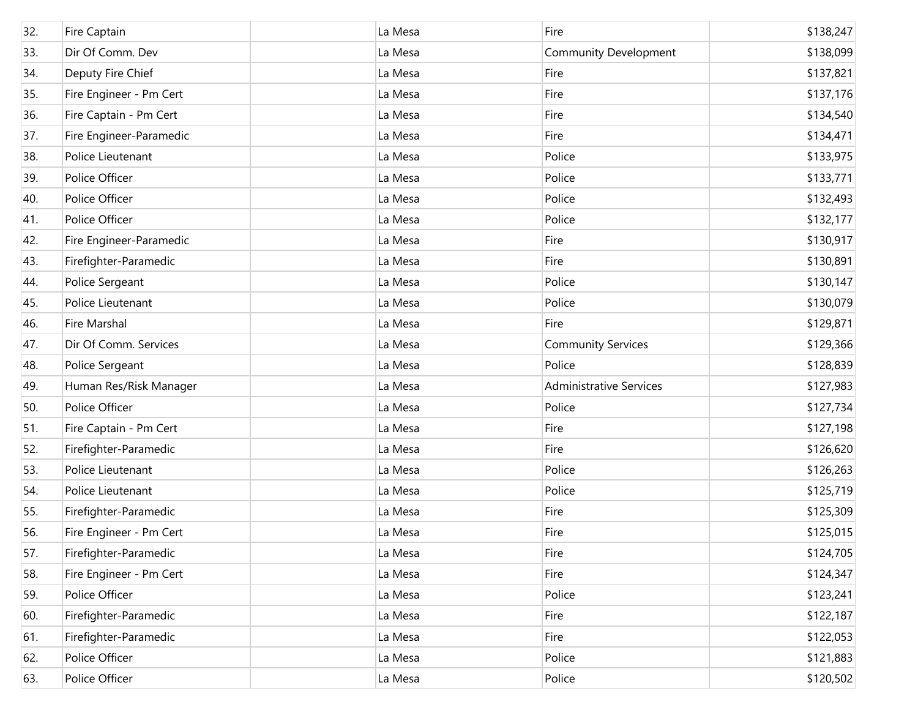| | | | | | |
|---|---|---|---|---|---|
| 32. | Fire Captain | | La Mesa | Fire | $138,247 |
| 33. | Dir Of Comm. Dev | | La Mesa | Community Development | $138,099 |
| 34. | Deputy Fire Chief | | La Mesa | Fire | $137,821 |
| 35. | Fire Engineer - Pm Cert | | La Mesa | Fire | $137,176 |
| 36. | Fire Captain - Pm Cert | | La Mesa | Fire | $134,540 |
| 37. | Fire Engineer-Paramedic | | La Mesa | Fire | $134,471 |
| 38. | Police Lieutenant | | La Mesa | Police | $133,975 |
| 39. | Police Officer | | La Mesa | Police | $133,771 |
| 40. | Police Officer | | La Mesa | Police | $132,493 |
| 41. | Police Officer | | La Mesa | Police | $132,177 |
| 42. | Fire Engineer-Paramedic | | La Mesa | Fire | $130,917 |
| 43. | Firefighter-Paramedic | | La Mesa | Fire | $130,891 |
| 44. | Police Sergeant | | La Mesa | Police | $130,147 |
| 45. | Police Lieutenant | | La Mesa | Police | $130,079 |
| 46. | Fire Marshal | | La Mesa | Fire | $129,871 |
| 47. | Dir Of Comm. Services | | La Mesa | Community Services | $129,366 |
| 48. | Police Sergeant | | La Mesa | Police | $128,839 |
| 49. | Human Res/Risk Manager | | La Mesa | Administrative Services | $127,983 |
| 50. | Police Officer | | La Mesa | Police | $127,734 |
| 51. | Fire Captain - Pm Cert | | La Mesa | Fire | $127,198 |
| 52. | Firefighter-Paramedic | | La Mesa | Fire | $126,620 |
| 53. | Police Lieutenant | | La Mesa | Police | $126,263 |
| 54. | Police Lieutenant | | La Mesa | Police | $125,719 |
| 55. | Firefighter-Paramedic | | La Mesa | Fire | $125,309 |
| 56. | Fire Engineer - Pm Cert | | La Mesa | Fire | $125,015 |
| 57. | Firefighter-Paramedic | | La Mesa | Fire | $124,705 |
| 58. | Fire Engineer - Pm Cert | | La Mesa | Fire | $124,347 |
| 59. | Police Officer | | La Mesa | Police | $123,241 |
| 60. | Firefighter-Paramedic | | La Mesa | Fire | $122,187 |
| 61. | Firefighter-Paramedic | | La Mesa | Fire | $122,053 |
| 62. | Police Officer | | La Mesa | Police | $121,883 |
| 63. | Police Officer | | La Mesa | Police | $120,502 |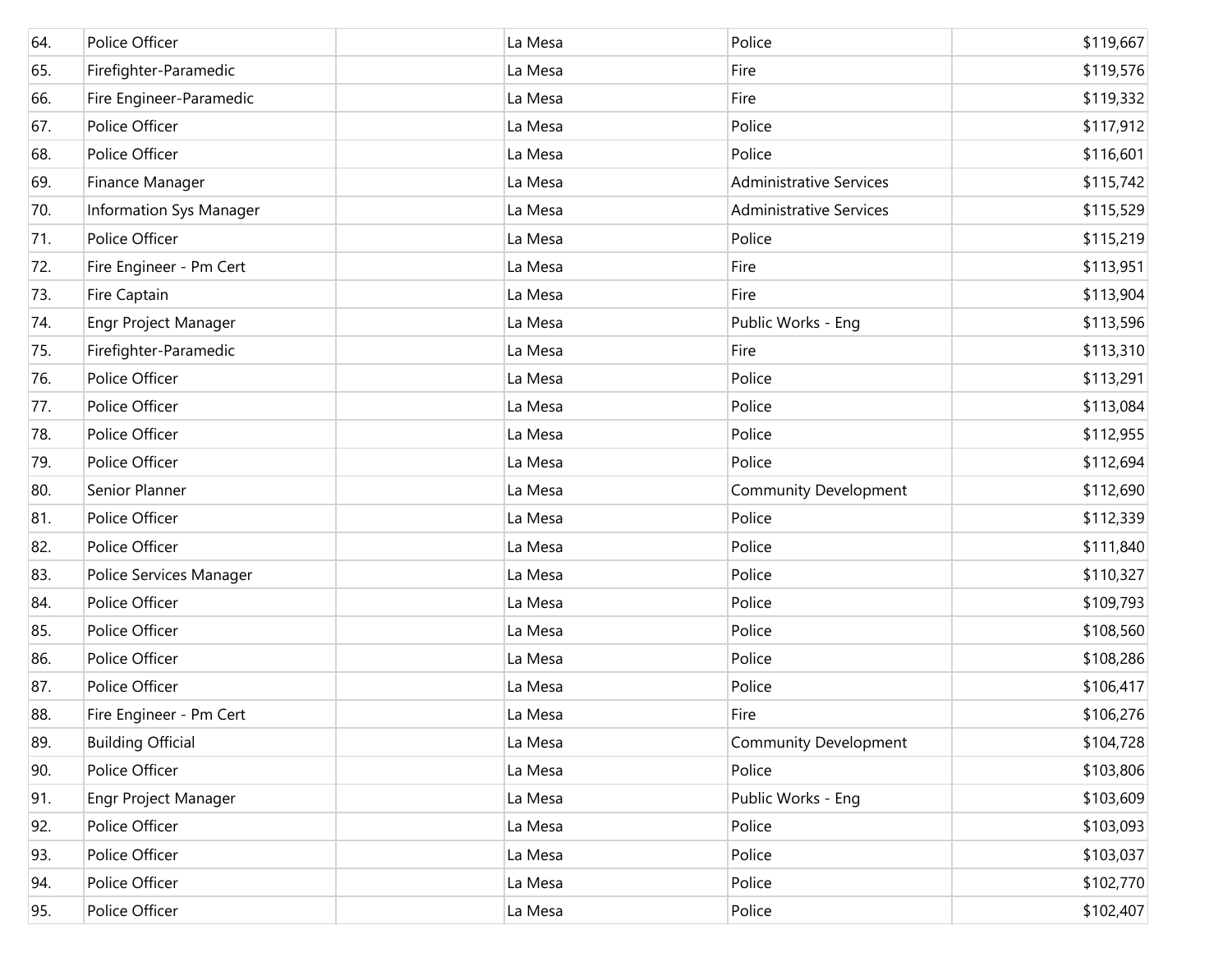| | | | | | |
|---|---|---|---|---|---|
| 64. | Police Officer | | La Mesa | Police | $119,667 |
| 65. | Firefighter-Paramedic | | La Mesa | Fire | $119,576 |
| 66. | Fire Engineer-Paramedic | | La Mesa | Fire | $119,332 |
| 67. | Police Officer | | La Mesa | Police | $117,912 |
| 68. | Police Officer | | La Mesa | Police | $116,601 |
| 69. | Finance Manager | | La Mesa | Administrative Services | $115,742 |
| 70. | Information Sys Manager | | La Mesa | Administrative Services | $115,529 |
| 71. | Police Officer | | La Mesa | Police | $115,219 |
| 72. | Fire Engineer - Pm Cert | | La Mesa | Fire | $113,951 |
| 73. | Fire Captain | | La Mesa | Fire | $113,904 |
| 74. | Engr Project Manager | | La Mesa | Public Works - Eng | $113,596 |
| 75. | Firefighter-Paramedic | | La Mesa | Fire | $113,310 |
| 76. | Police Officer | | La Mesa | Police | $113,291 |
| 77. | Police Officer | | La Mesa | Police | $113,084 |
| 78. | Police Officer | | La Mesa | Police | $112,955 |
| 79. | Police Officer | | La Mesa | Police | $112,694 |
| 80. | Senior Planner | | La Mesa | Community Development | $112,690 |
| 81. | Police Officer | | La Mesa | Police | $112,339 |
| 82. | Police Officer | | La Mesa | Police | $111,840 |
| 83. | Police Services Manager | | La Mesa | Police | $110,327 |
| 84. | Police Officer | | La Mesa | Police | $109,793 |
| 85. | Police Officer | | La Mesa | Police | $108,560 |
| 86. | Police Officer | | La Mesa | Police | $108,286 |
| 87. | Police Officer | | La Mesa | Police | $106,417 |
| 88. | Fire Engineer - Pm Cert | | La Mesa | Fire | $106,276 |
| 89. | Building Official | | La Mesa | Community Development | $104,728 |
| 90. | Police Officer | | La Mesa | Police | $103,806 |
| 91. | Engr Project Manager | | La Mesa | Public Works - Eng | $103,609 |
| 92. | Police Officer | | La Mesa | Police | $103,093 |
| 93. | Police Officer | | La Mesa | Police | $103,037 |
| 94. | Police Officer | | La Mesa | Police | $102,770 |
| 95. | Police Officer | | La Mesa | Police | $102,407 |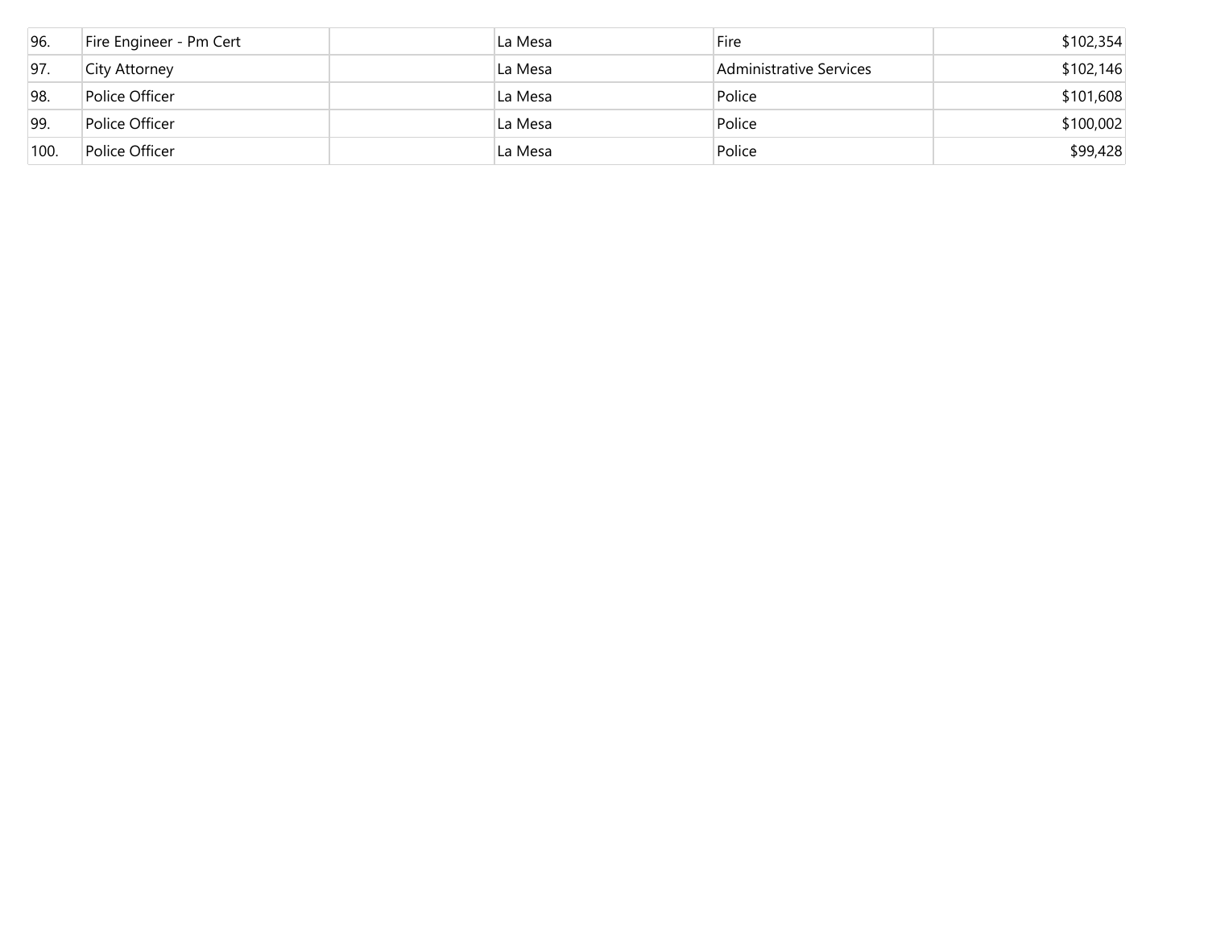| | | | | | |
|---|---|---|---|---|---|
| 96. | Fire Engineer - Pm Cert | | La Mesa | Fire | $102,354 |
| 97. | City Attorney | | La Mesa | Administrative Services | $102,146 |
| 98. | Police Officer | | La Mesa | Police | $101,608 |
| 99. | Police Officer | | La Mesa | Police | $100,002 |
| 100. | Police Officer | | La Mesa | Police | $99,428 |